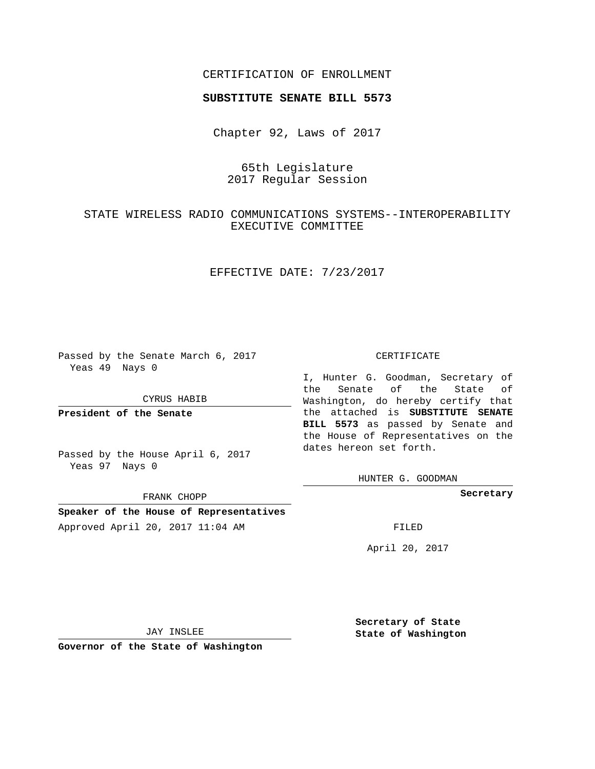CERTIFICATION OF ENROLLMENT

**SUBSTITUTE SENATE BILL 5573**

Chapter 92, Laws of 2017

65th Legislature
2017 Regular Session

STATE WIRELESS RADIO COMMUNICATIONS SYSTEMS--INTEROPERABILITY EXECUTIVE COMMITTEE

EFFECTIVE DATE: 7/23/2017

Passed by the Senate March 6, 2017
Yeas 49 Nays 0

CYRUS HABIB

**President of the Senate**

Passed by the House April 6, 2017
Yeas 97 Nays 0

FRANK CHOPP

**Speaker of the House of Representatives**

Approved April 20, 2017 11:04 AM

JAY INSLEE

**Governor of the State of Washington**

CERTIFICATE

I, Hunter G. Goodman, Secretary of the Senate of the State of Washington, do hereby certify that the attached is **SUBSTITUTE SENATE BILL 5573** as passed by Senate and the House of Representatives on the dates hereon set forth.

HUNTER G. GOODMAN

**Secretary**

FILED

April 20, 2017

**Secretary of State**
**State of Washington**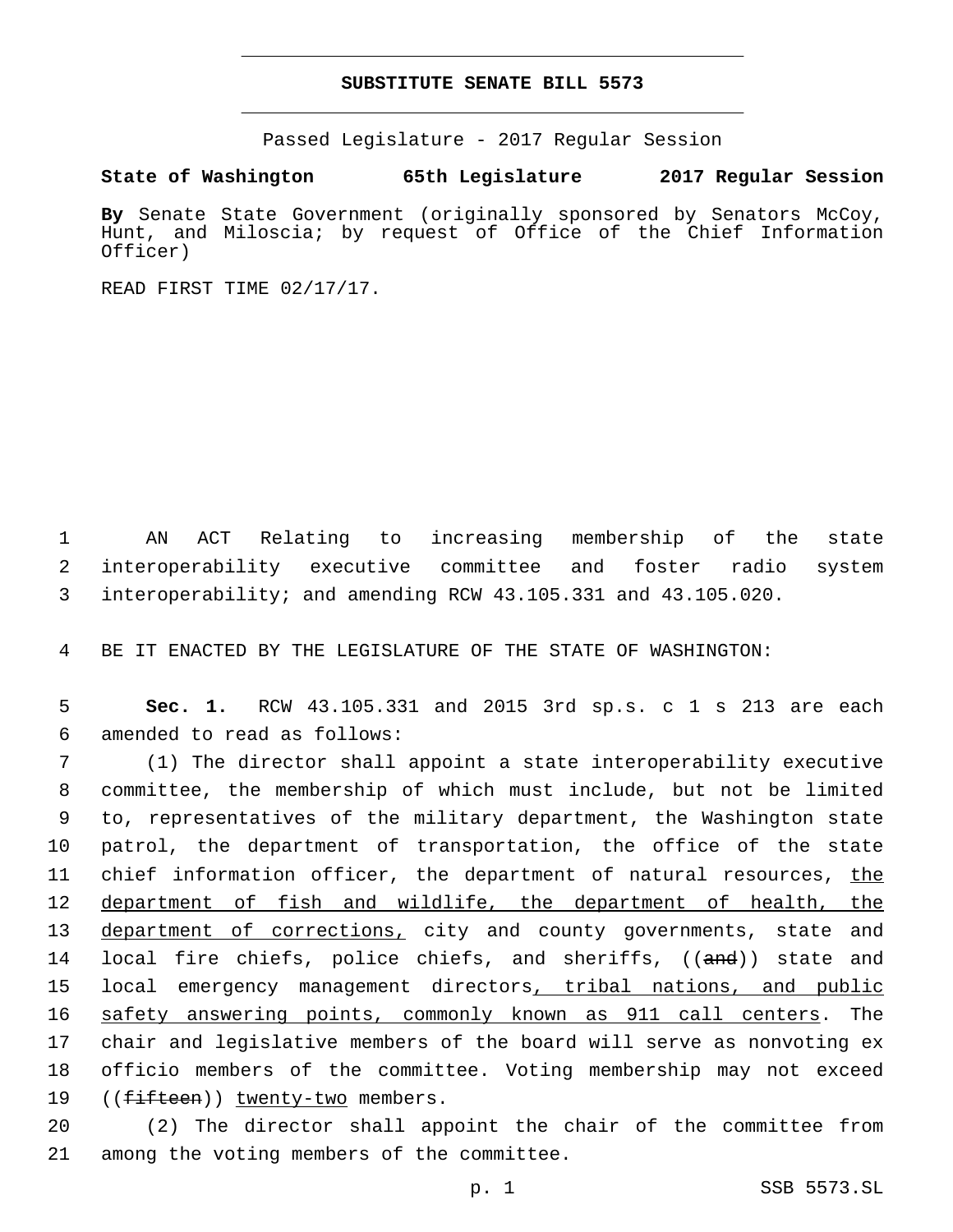# SUBSTITUTE SENATE BILL 5573

Passed Legislature - 2017 Regular Session

**State of Washington 65th Legislature 2017 Regular Session**

**By** Senate State Government (originally sponsored by Senators McCoy, Hunt, and Miloscia; by request of Office of the Chief Information Officer)

READ FIRST TIME 02/17/17.

AN ACT Relating to increasing membership of the state interoperability executive committee and foster radio system interoperability; and amending RCW 43.105.331 and 43.105.020.

BE IT ENACTED BY THE LEGISLATURE OF THE STATE OF WASHINGTON:

**Sec. 1.** RCW 43.105.331 and 2015 3rd sp.s. c 1 s 213 are each amended to read as follows:

(1) The director shall appoint a state interoperability executive committee, the membership of which must include, but not be limited to, representatives of the military department, the Washington state patrol, the department of transportation, the office of the state chief information officer, the department of natural resources, the department of fish and wildlife, the department of health, the department of corrections, city and county governments, state and local fire chiefs, police chiefs, and sheriffs, ((~~and~~)) state and local emergency management directors, tribal nations, and public safety answering points, commonly known as 911 call centers. The chair and legislative members of the board will serve as nonvoting ex officio members of the committee. Voting membership may not exceed ((~~fifteen~~)) twenty-two members.

(2) The director shall appoint the chair of the committee from among the voting members of the committee.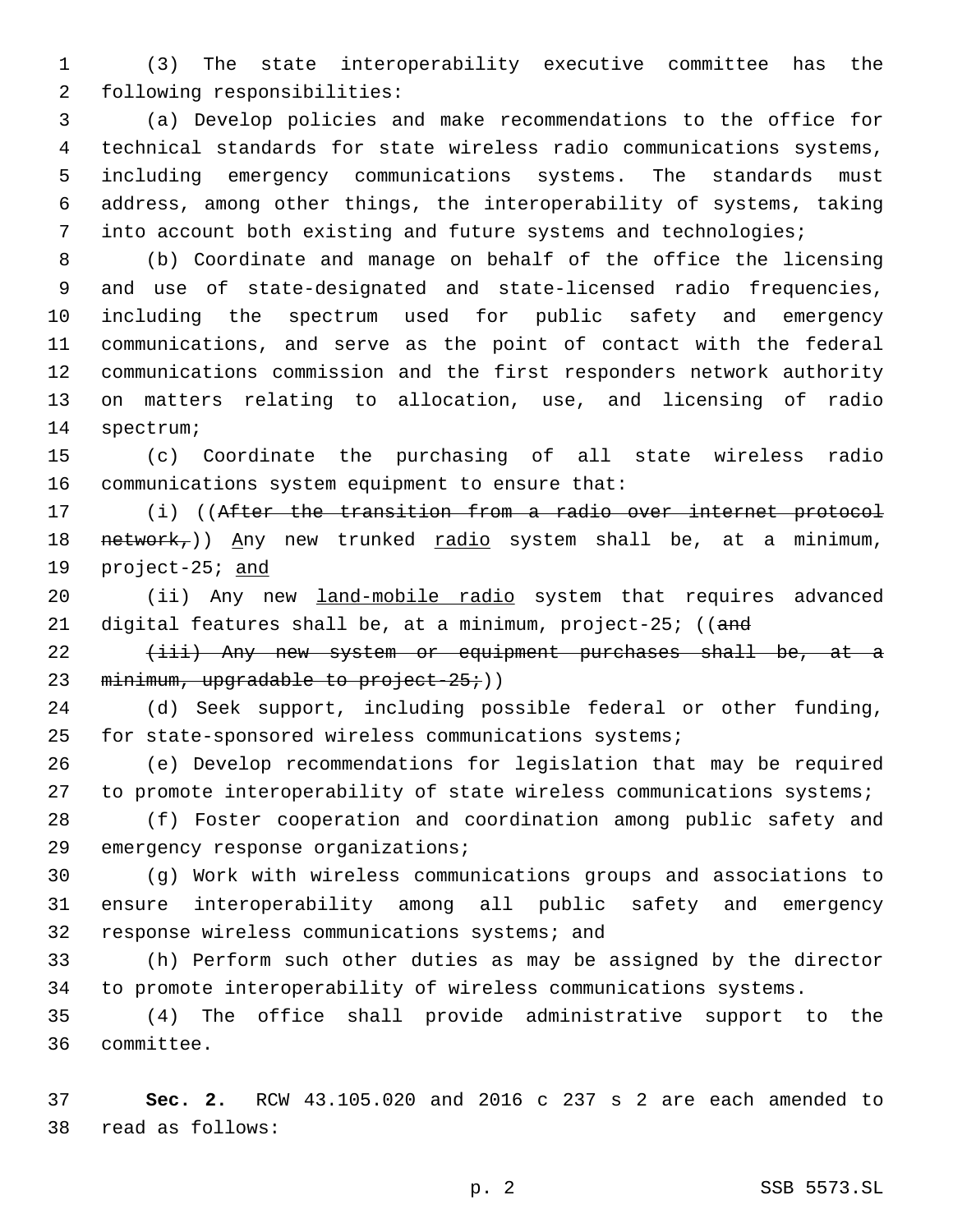(3) The state interoperability executive committee has the following responsibilities:

(a) Develop policies and make recommendations to the office for technical standards for state wireless radio communications systems, including emergency communications systems. The standards must address, among other things, the interoperability of systems, taking into account both existing and future systems and technologies;

(b) Coordinate and manage on behalf of the office the licensing and use of state-designated and state-licensed radio frequencies, including the spectrum used for public safety and emergency communications, and serve as the point of contact with the federal communications commission and the first responders network authority on matters relating to allocation, use, and licensing of radio spectrum;

(c) Coordinate the purchasing of all state wireless radio communications system equipment to ensure that:

(i) ((~~After the transition from a radio over internet protocol network,~~)) Any new trunked radio system shall be, at a minimum, project-25; and

(ii) Any new land-mobile radio system that requires advanced digital features shall be, at a minimum, project-25; ((~~and~~

~~(iii) Any new system or equipment purchases shall be, at a minimum, upgradable to project-25;~~))

(d) Seek support, including possible federal or other funding, for state-sponsored wireless communications systems;

(e) Develop recommendations for legislation that may be required to promote interoperability of state wireless communications systems;

(f) Foster cooperation and coordination among public safety and emergency response organizations;

(g) Work with wireless communications groups and associations to ensure interoperability among all public safety and emergency response wireless communications systems; and

(h) Perform such other duties as may be assigned by the director to promote interoperability of wireless communications systems.

(4) The office shall provide administrative support to the committee.

**Sec. 2.** RCW 43.105.020 and 2016 c 237 s 2 are each amended to read as follows: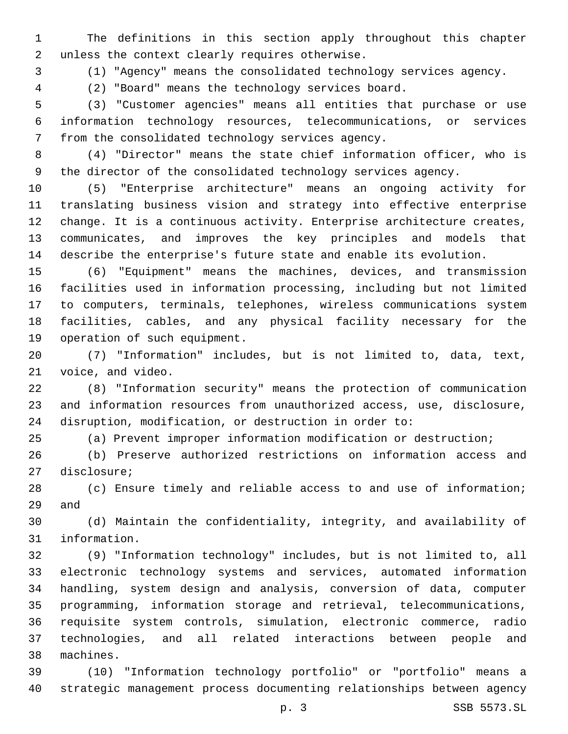The definitions in this section apply throughout this chapter unless the context clearly requires otherwise.

(1) "Agency" means the consolidated technology services agency.

(2) "Board" means the technology services board.

(3) "Customer agencies" means all entities that purchase or use information technology resources, telecommunications, or services from the consolidated technology services agency.

(4) "Director" means the state chief information officer, who is the director of the consolidated technology services agency.

(5) "Enterprise architecture" means an ongoing activity for translating business vision and strategy into effective enterprise change. It is a continuous activity. Enterprise architecture creates, communicates, and improves the key principles and models that describe the enterprise's future state and enable its evolution.

(6) "Equipment" means the machines, devices, and transmission facilities used in information processing, including but not limited to computers, terminals, telephones, wireless communications system facilities, cables, and any physical facility necessary for the operation of such equipment.

(7) "Information" includes, but is not limited to, data, text, voice, and video.

(8) "Information security" means the protection of communication and information resources from unauthorized access, use, disclosure, disruption, modification, or destruction in order to:

(a) Prevent improper information modification or destruction;

(b) Preserve authorized restrictions on information access and disclosure;

(c) Ensure timely and reliable access to and use of information; and

(d) Maintain the confidentiality, integrity, and availability of information.

(9) "Information technology" includes, but is not limited to, all electronic technology systems and services, automated information handling, system design and analysis, conversion of data, computer programming, information storage and retrieval, telecommunications, requisite system controls, simulation, electronic commerce, radio technologies, and all related interactions between people and machines.

(10) "Information technology portfolio" or "portfolio" means a strategic management process documenting relationships between agency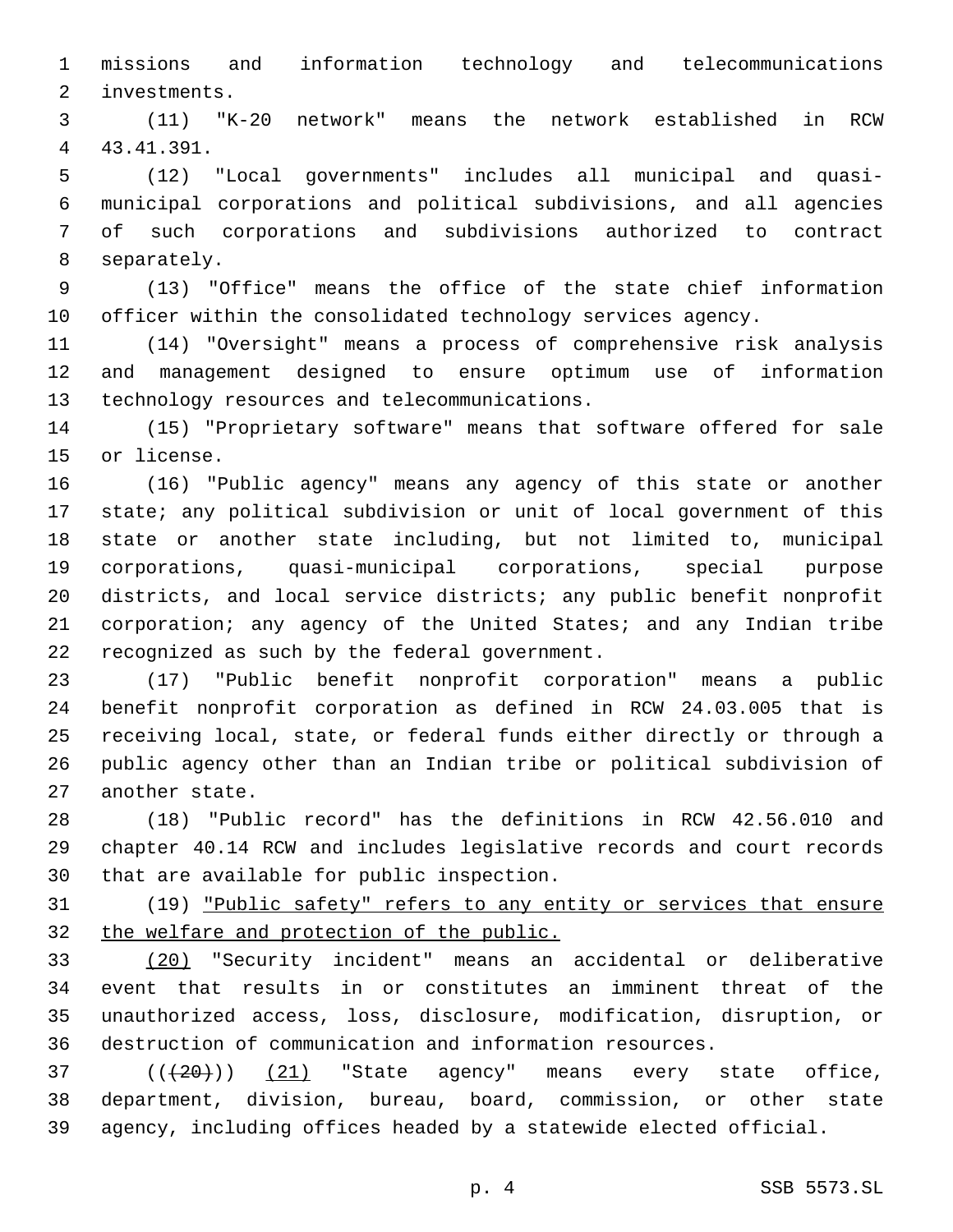missions and information technology and telecommunications investments.

(11) "K-20 network" means the network established in RCW 43.41.391.

(12) "Local governments" includes all municipal and quasi-municipal corporations and political subdivisions, and all agencies of such corporations and subdivisions authorized to contract separately.

(13) "Office" means the office of the state chief information officer within the consolidated technology services agency.

(14) "Oversight" means a process of comprehensive risk analysis and management designed to ensure optimum use of information technology resources and telecommunications.

(15) "Proprietary software" means that software offered for sale or license.

(16) "Public agency" means any agency of this state or another state; any political subdivision or unit of local government of this state or another state including, but not limited to, municipal corporations, quasi-municipal corporations, special purpose districts, and local service districts; any public benefit nonprofit corporation; any agency of the United States; and any Indian tribe recognized as such by the federal government.

(17) "Public benefit nonprofit corporation" means a public benefit nonprofit corporation as defined in RCW 24.03.005 that is receiving local, state, or federal funds either directly or through a public agency other than an Indian tribe or political subdivision of another state.

(18) "Public record" has the definitions in RCW 42.56.010 and chapter 40.14 RCW and includes legislative records and court records that are available for public inspection.

(19) <u>"Public safety" refers to any entity or services that ensure the welfare and protection of the public.</u>

<u>(20)</u> "Security incident" means an accidental or deliberative event that results in or constitutes an imminent threat of the unauthorized access, loss, disclosure, modification, disruption, or destruction of communication and information resources.

((~~(20)~~)) <u>(21)</u> "State agency" means every state office, department, division, bureau, board, commission, or other state agency, including offices headed by a statewide elected official.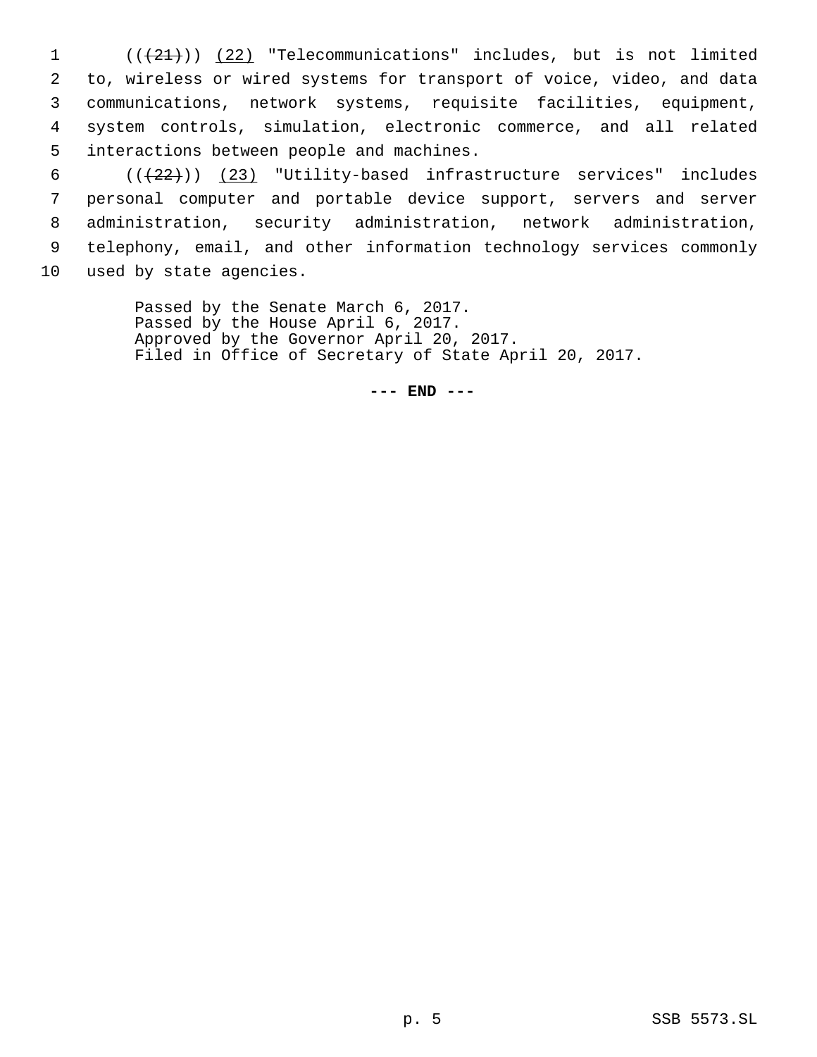((~~(21)~~)) (22) "Telecommunications" includes, but is not limited to, wireless or wired systems for transport of voice, video, and data communications, network systems, requisite facilities, equipment, system controls, simulation, electronic commerce, and all related interactions between people and machines.

((~~(22)~~)) (23) "Utility-based infrastructure services" includes personal computer and portable device support, servers and server administration, security administration, network administration, telephony, email, and other information technology services commonly used by state agencies.

Passed by the Senate March 6, 2017.
Passed by the House April 6, 2017.
Approved by the Governor April 20, 2017.
Filed in Office of Secretary of State April 20, 2017.

**--- END ---**